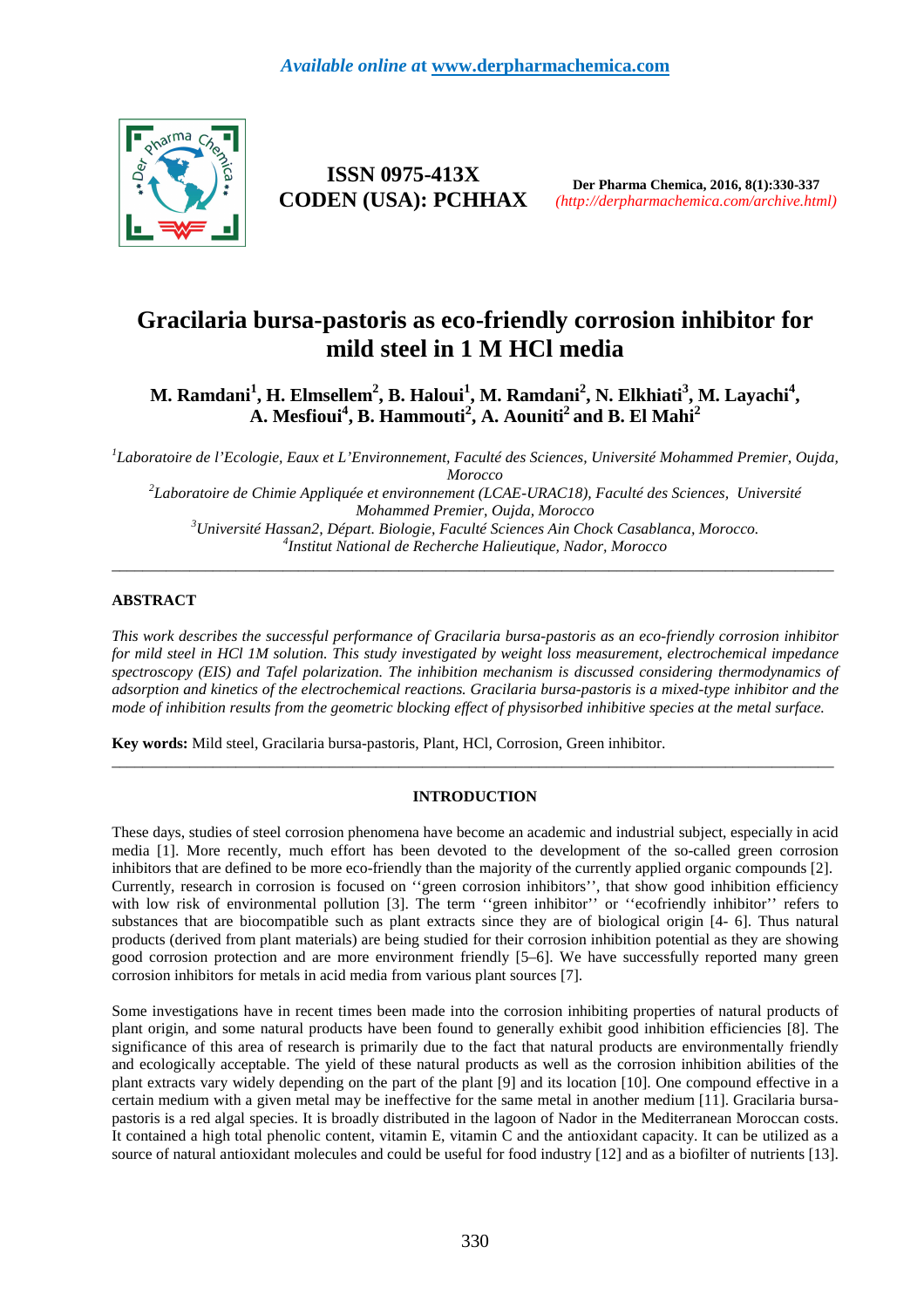# Gracilaria bursa-pastoris as eco-friendly corrosion inhibitor for mild steel in 1 M HCl media

**M. Ramdani[1], H. Elmsellem[2], B. Haloui[1], M. Ramdani[2], N. Elkhiati[3], M. Layachi[4], A. Mesfioui[4], B. Hammouti[2], A. Aouniti[2] and B. El Mahi[2]**

*[1]Laboratoire de l'Ecologie, Eaux et L'Environnement, Faculté des Sciences, Université Mohammed Premier, Oujda, Morocco*
*[2]Laboratoire de Chimie Appliquée et environnement (LCAE-URAC18), Faculté des Sciences, Université Mohammed Premier, Oujda, Morocco*
*[3]Université Hassan2, Départ. Biologie, Faculté Sciences Ain Chock Casablanca, Morocco.*
*[4]Institut National de Recherche Halieutique, Nador, Morocco*

---

## ABSTRACT

*This work describes the successful performance of Gracilaria bursa-pastoris as an eco-friendly corrosion inhibitor for mild steel in HCl 1M solution. This study investigated by weight loss measurement, electrochemical impedance spectroscopy (EIS) and Tafel polarization. The inhibition mechanism is discussed considering thermodynamics of adsorption and kinetics of the electrochemical reactions. Gracilaria bursa-pastoris is a mixed-type inhibitor and the mode of inhibition results from the geometric blocking effect of physisorbed inhibitive species at the metal surface.*

**Key words:** Mild steel, Gracilaria bursa-pastoris, Plant, HCl, Corrosion, Green inhibitor.

---

## INTRODUCTION

These days, studies of steel corrosion phenomena have become an academic and industrial subject, especially in acid media [1]. More recently, much effort has been devoted to the development of the so-called green corrosion inhibitors that are defined to be more eco-friendly than the majority of the currently applied organic compounds [2]. Currently, research in corrosion is focused on ''green corrosion inhibitors'', that show good inhibition efficiency with low risk of environmental pollution [3]. The term ''green inhibitor'' or ''ecofriendly inhibitor'' refers to substances that are biocompatible such as plant extracts since they are of biological origin [4- 6]. Thus natural products (derived from plant materials) are being studied for their corrosion inhibition potential as they are showing good corrosion protection and are more environment friendly [5–6]. We have successfully reported many green corrosion inhibitors for metals in acid media from various plant sources [7].

Some investigations have in recent times been made into the corrosion inhibiting properties of natural products of plant origin, and some natural products have been found to generally exhibit good inhibition efficiencies [8]. The significance of this area of research is primarily due to the fact that natural products are environmentally friendly and ecologically acceptable. The yield of these natural products as well as the corrosion inhibition abilities of the plant extracts vary widely depending on the part of the plant [9] and its location [10]. One compound effective in a certain medium with a given metal may be ineffective for the same metal in another medium [11]. Gracilaria bursa-pastoris is a red algal species. It is broadly distributed in the lagoon of Nador in the Mediterranean Moroccan costs. It contained a high total phenolic content, vitamin E, vitamin C and the antioxidant capacity. It can be utilized as a source of natural antioxidant molecules and could be useful for food industry [12] and as a biofilter of nutrients [13].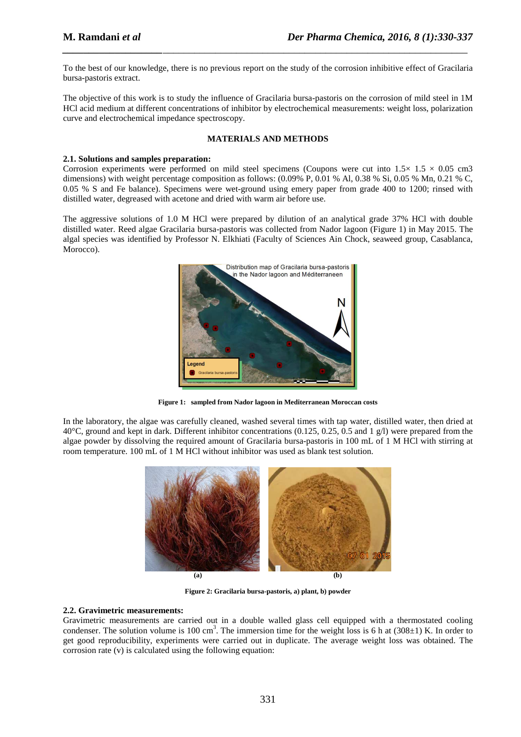To the best of our knowledge, there is no previous report on the study of the corrosion inhibitive effect of Gracilaria bursa-pastoris extract.

The objective of this work is to study the influence of Gracilaria bursa-pastoris on the corrosion of mild steel in 1M HCl acid medium at different concentrations of inhibitor by electrochemical measurements: weight loss, polarization curve and electrochemical impedance spectroscopy.

## MATERIALS AND METHODS

### 2.1. Solutions and samples preparation:

Corrosion experiments were performed on mild steel specimens (Coupons were cut into 1.5× 1.5 × 0.05 cm3 dimensions) with weight percentage composition as follows: (0.09% P, 0.01 % Al, 0.38 % Si, 0.05 % Mn, 0.21 % C, 0.05 % S and Fe balance). Specimens were wet-ground using emery paper from grade 400 to 1200; rinsed with distilled water, degreased with acetone and dried with warm air before use.

The aggressive solutions of 1.0 M HCl were prepared by dilution of an analytical grade 37% HCl with double distilled water. Reed algae Gracilaria bursa-pastoris was collected from Nador lagoon (Figure 1) in May 2015. The algal species was identified by Professor N. Elkhiati (Faculty of Sciences Ain Chock, seaweed group, Casablanca, Morocco).

**Figure 1: sampled from Nador lagoon in Mediterranean Moroccan costs**

In the laboratory, the algae was carefully cleaned, washed several times with tap water, distilled water, then dried at 40°C, ground and kept in dark. Different inhibitor concentrations (0.125, 0.25, 0.5 and 1 g/l) were prepared from the algae powder by dissolving the required amount of Gracilaria bursa-pastoris in 100 mL of 1 M HCl with stirring at room temperature. 100 mL of 1 M HCl without inhibitor was used as blank test solution.

**Figure 2: Gracilaria bursa-pastoris, a) plant, b) powder**

### 2.2. Gravimetric measurements:

Gravimetric measurements are carried out in a double walled glass cell equipped with a thermostated cooling condenser. The solution volume is 100 $cm^3$. The immersion time for the weight loss is 6 h at (308±1) K. In order to get good reproducibility, experiments were carried out in duplicate. The average weight loss was obtained. The corrosion rate (v) is calculated using the following equation: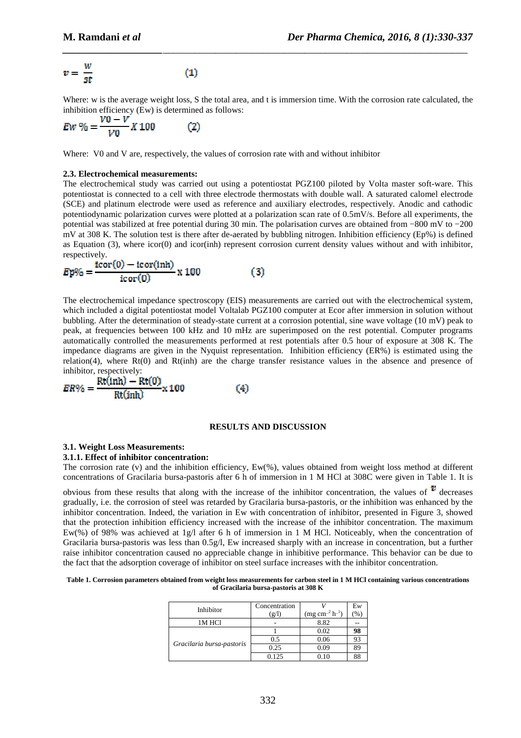$$v = \frac{w}{st} \qquad (1)$$

Where: w is the average weight loss, S the total area, and t is immersion time. With the corrosion rate calculated, the inhibition efficiency (Ew) is determined as follows:

$$Ew\,\% = \frac{V0 - V}{V0} X\, 100 \qquad (2)$$

Where: V0 and V are, respectively, the values of corrosion rate with and without inhibitor

### 2.3. Electrochemical measurements:

The electrochemical study was carried out using a potentiostat PGZ100 piloted by Volta master soft-ware. This potentiostat is connected to a cell with three electrode thermostats with double wall. A saturated calomel electrode (SCE) and platinum electrode were used as reference and auxiliary electrodes, respectively. Anodic and cathodic potentiodynamic polarization curves were plotted at a polarization scan rate of 0.5mV/s. Before all experiments, the potential was stabilized at free potential during 30 min. The polarisation curves are obtained from −800 mV to −200 mV at 308 K. The solution test is there after de-aerated by bubbling nitrogen. Inhibition efficiency (Ep%) is defined as Equation (3), where icor(0) and icor(inh) represent corrosion current density values without and with inhibitor, respectively.

$$Ep\% = \frac{icor(0) - icor(inh)}{icor(0)} x\, 100 \qquad (3)$$

The electrochemical impedance spectroscopy (EIS) measurements are carried out with the electrochemical system, which included a digital potentiostat model Voltalab PGZ100 computer at Ecor after immersion in solution without bubbling. After the determination of steady-state current at a corrosion potential, sine wave voltage (10 mV) peak to peak, at frequencies between 100 kHz and 10 mHz are superimposed on the rest potential. Computer programs automatically controlled the measurements performed at rest potentials after 0.5 hour of exposure at 308 K. The impedance diagrams are given in the Nyquist representation. Inhibition efficiency (ER%) is estimated using the relation(4), where Rt(0) and Rt(inh) are the charge transfer resistance values in the absence and presence of inhibitor, respectively:

$$ER\% = \frac{Rt(inh) - Rt(0)}{Rt(inh)} x\, 100 \qquad (4)$$

## RESULTS AND DISCUSSION

### 3.1. Weight Loss Measurements:

#### 3.1.1. Effect of inhibitor concentration:

The corrosion rate (v) and the inhibition efficiency, Ew(%), values obtained from weight loss method at different concentrations of Gracilaria bursa-pastoris after 6 h of immersion in 1 M HCl at 308C were given in Table 1. It is obvious from these results that along with the increase of the inhibitor concentration, the values of $v$ decreases gradually, i.e. the corrosion of steel was retarded by Gracilaria bursa-pastoris, or the inhibition was enhanced by the inhibitor concentration. Indeed, the variation in Ew with concentration of inhibitor, presented in Figure 3, showed that the protection inhibition efficiency increased with the increase of the inhibitor concentration. The maximum Ew(%) of 98% was achieved at 1g/l after 6 h of immersion in 1 M HCl. Noticeably, when the concentration of Gracilaria bursa-pastoris was less than 0.5g/l, Ew increased sharply with an increase in concentration, but a further raise inhibitor concentration caused no appreciable change in inhibitive performance. This behavior can be due to the fact that the adsorption coverage of inhibitor on steel surface increases with the inhibitor concentration.

**Table 1. Corrosion parameters obtained from weight loss measurements for carbon steel in 1 M HCl containing various concentrations of Gracilaria bursa-pastoris at 308 K**

| Inhibitor | Concentration (g/l) | $V$ (mg cm$^{-2}$ h$^{-1}$) | Ew (%) |
|---|---|---|---|
| 1M HCl | - | 8.82 | -- |
| *Gracilaria bursa-pastoris* | 1 | 0.02 | **98** |
| | 0.5 | 0.06 | 93 |
| | 0.25 | 0.09 | 89 |
| | 0.125 | 0.10 | 88 |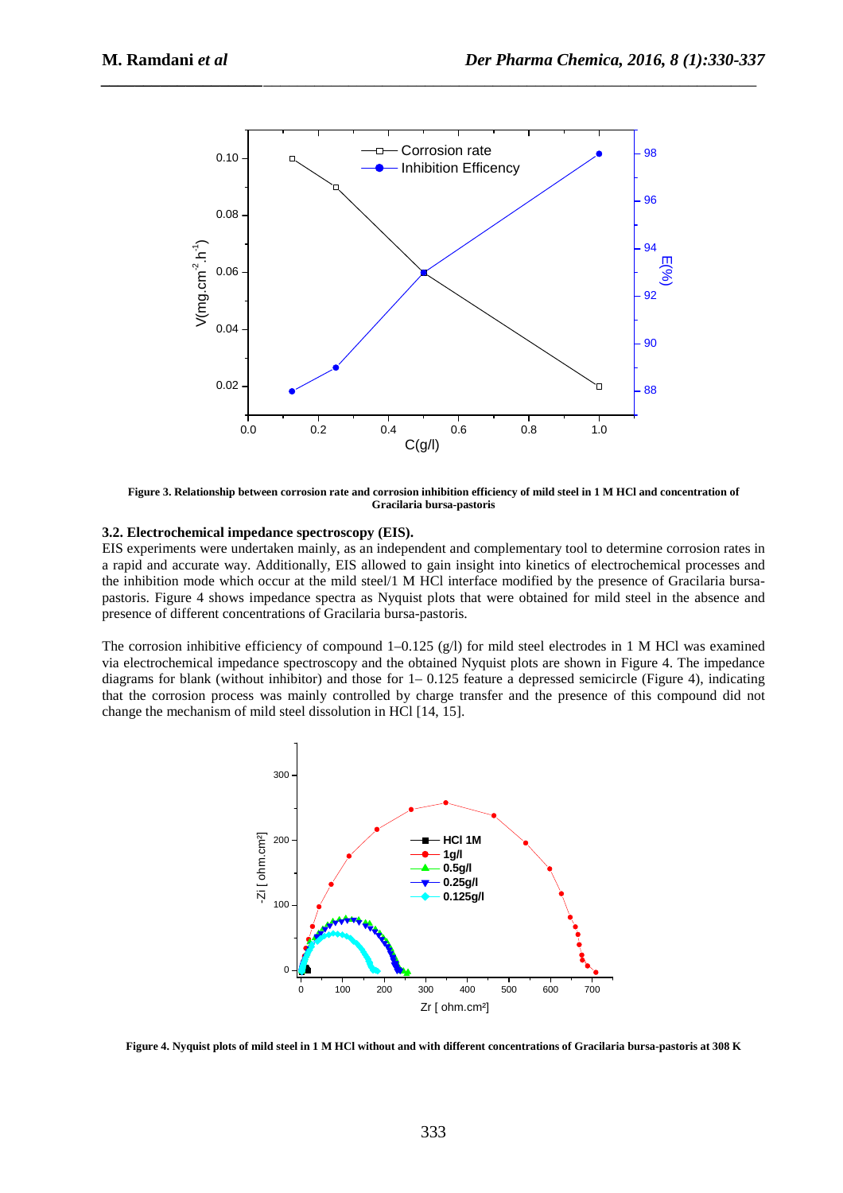**Figure 3. Relationship between corrosion rate and corrosion inhibition efficiency of mild steel in 1 M HCl and concentration of Gracilaria bursa-pastoris**

### 3.2. Electrochemical impedance spectroscopy (EIS).

EIS experiments were undertaken mainly, as an independent and complementary tool to determine corrosion rates in a rapid and accurate way. Additionally, EIS allowed to gain insight into kinetics of electrochemical processes and the inhibition mode which occur at the mild steel/1 M HCl interface modified by the presence of Gracilaria bursa-pastoris. Figure 4 shows impedance spectra as Nyquist plots that were obtained for mild steel in the absence and presence of different concentrations of Gracilaria bursa-pastoris.

The corrosion inhibitive efficiency of compound 1–0.125 (g/l) for mild steel electrodes in 1 M HCl was examined via electrochemical impedance spectroscopy and the obtained Nyquist plots are shown in Figure 4. The impedance diagrams for blank (without inhibitor) and those for 1– 0.125 feature a depressed semicircle (Figure 4), indicating that the corrosion process was mainly controlled by charge transfer and the presence of this compound did not change the mechanism of mild steel dissolution in HCl [14, 15].

**Figure 4. Nyquist plots of mild steel in 1 M HCl without and with different concentrations of Gracilaria bursa-pastoris at 308 K**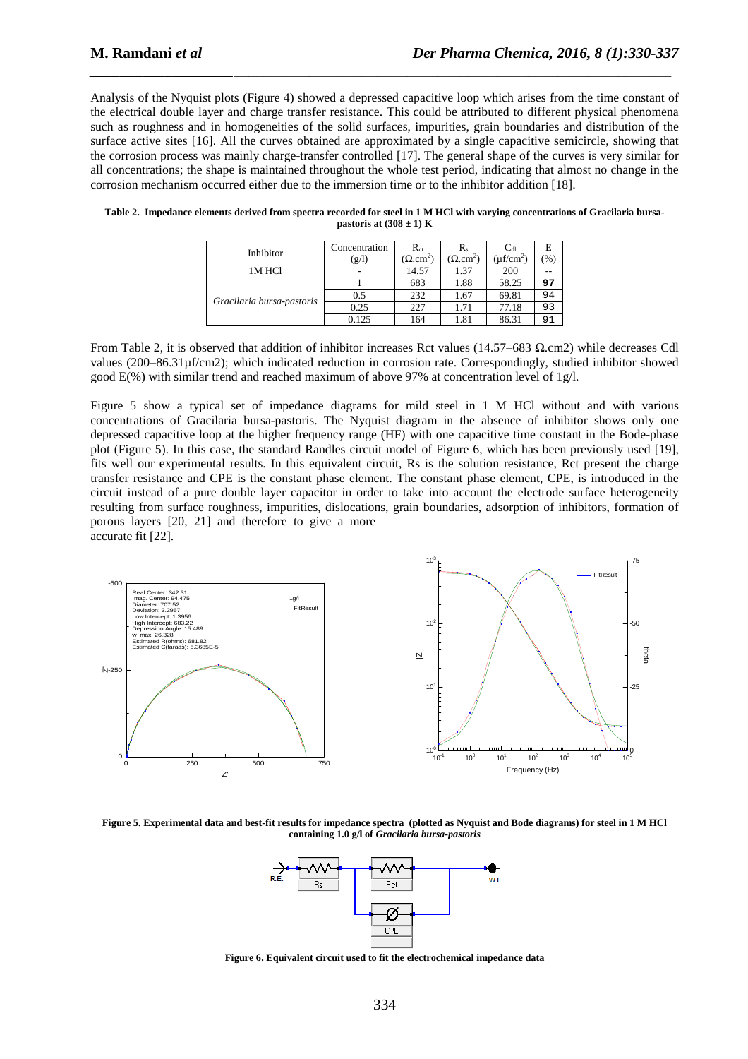Analysis of the Nyquist plots (Figure 4) showed a depressed capacitive loop which arises from the time constant of the electrical double layer and charge transfer resistance. This could be attributed to different physical phenomena such as roughness and in homogeneities of the solid surfaces, impurities, grain boundaries and distribution of the surface active sites [16]. All the curves obtained are approximated by a single capacitive semicircle, showing that the corrosion process was mainly charge-transfer controlled [17]. The general shape of the curves is very similar for all concentrations; the shape is maintained throughout the whole test period, indicating that almost no change in the corrosion mechanism occurred either due to the immersion time or to the inhibitor addition [18].

**Table 2. Impedance elements derived from spectra recorded for steel in 1 M HCl with varying concentrations of Gracilaria bursa-pastoris at (308 ± 1) K**

| Inhibitor | Concentration (g/l) | $R_{ct}$ ($\Omega.cm^2$) | $R_s$ ($\Omega.cm^2$) | $C_{dl}$ ($\mu f/cm^2$) | E (%) |
|---|---|---|---|---|---|
| 1M HCl | - | 14.57 | 1.37 | 200 | -- |
| *Gracilaria bursa-pastoris* | 1 | 683 | 1.88 | 58.25 | 97 |
| | 0.5 | 232 | 1.67 | 69.81 | 94 |
| | 0.25 | 227 | 1.71 | 77.18 | 93 |
| | 0.125 | 164 | 1.81 | 86.31 | 91 |

From Table 2, it is observed that addition of inhibitor increases Rct values (14.57–683 Ω.cm2) while decreases Cdl values (200–86.31µf/cm2); which indicated reduction in corrosion rate. Correspondingly, studied inhibitor showed good E(%) with similar trend and reached maximum of above 97% at concentration level of 1g/l.

Figure 5 show a typical set of impedance diagrams for mild steel in 1 M HCl without and with various concentrations of Gracilaria bursa-pastoris. The Nyquist diagram in the absence of inhibitor shows only one depressed capacitive loop at the higher frequency range (HF) with one capacitive time constant in the Bode-phase plot (Figure 5). In this case, the standard Randles circuit model of Figure 6, which has been previously used [19], fits well our experimental results. In this equivalent circuit, Rs is the solution resistance, Rct present the charge transfer resistance and CPE is the constant phase element. The constant phase element, CPE, is introduced in the circuit instead of a pure double layer capacitor in order to take into account the electrode surface heterogeneity resulting from surface roughness, impurities, dislocations, grain boundaries, adsorption of inhibitors, formation of porous layers [20, 21] and therefore to give a more accurate fit [22].

**Figure 5. Experimental data and best-fit results for impedance spectra (plotted as Nyquist and Bode diagrams) for steel in 1 M HCl containing 1.0 g/l of *Gracilaria bursa-pastoris***

**Figure 6. Equivalent circuit used to fit the electrochemical impedance data**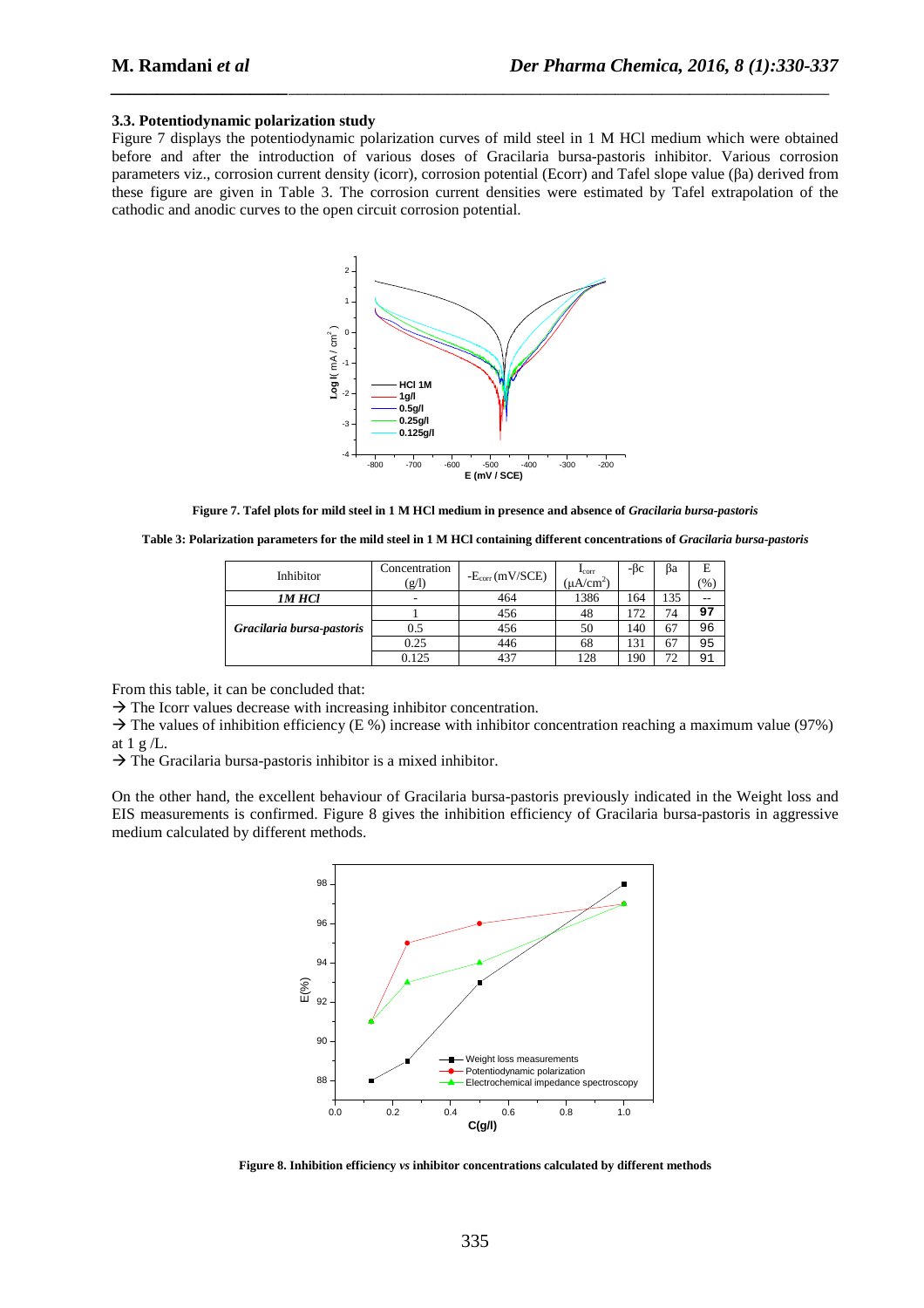### 3.3. Potentiodynamic polarization study

Figure 7 displays the potentiodynamic polarization curves of mild steel in 1 M HCl medium which were obtained before and after the introduction of various doses of Gracilaria bursa-pastoris inhibitor. Various corrosion parameters viz., corrosion current density (icorr), corrosion potential (Ecorr) and Tafel slope value (βa) derived from these figure are given in Table 3. The corrosion current densities were estimated by Tafel extrapolation of the cathodic and anodic curves to the open circuit corrosion potential.

**Figure 7. Tafel plots for mild steel in 1 M HCl medium in presence and absence of *Gracilaria bursa-pastoris***

**Table 3: Polarization parameters for the mild steel in 1 M HCl containing different concentrations of *Gracilaria bursa-pastoris***

| Inhibitor | Concentration (g/l) | $-E_{corr}$ (mV/SCE) | $I_{corr}$ ($\mu A/cm^2$) | $-\beta c$ | $\beta a$ | E (%) |
|---|---|---|---|---|---|---|
| ***1M HCl*** | - | 464 | 1386 | 164 | 135 | -- |
| ***Gracilaria bursa-pastoris*** | 1 | 456 | 48 | 172 | 74 | 97 |
| | 0.5 | 456 | 50 | 140 | 67 | 96 |
| | 0.25 | 446 | 68 | 131 | 67 | 95 |
| | 0.125 | 437 | 128 | 190 | 72 | 91 |

From this table, it can be concluded that:

→ The Icorr values decrease with increasing inhibitor concentration.

→ The values of inhibition efficiency (E %) increase with inhibitor concentration reaching a maximum value (97%) at 1 g /L.

→ The Gracilaria bursa-pastoris inhibitor is a mixed inhibitor.

On the other hand, the excellent behaviour of Gracilaria bursa-pastoris previously indicated in the Weight loss and EIS measurements is confirmed. Figure 8 gives the inhibition efficiency of Gracilaria bursa-pastoris in aggressive medium calculated by different methods.

**Figure 8. Inhibition efficiency *vs* inhibitor concentrations calculated by different methods**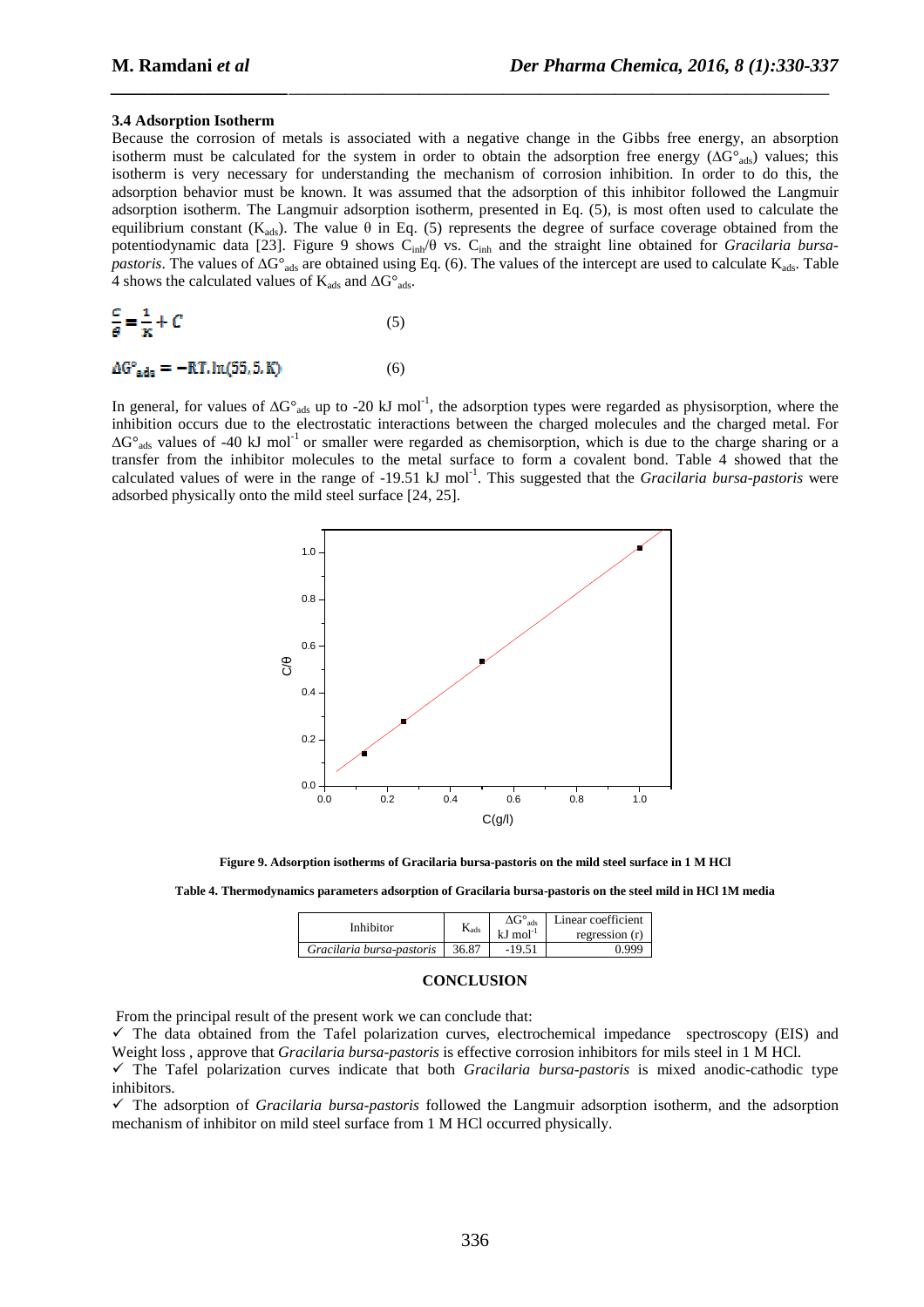### 3.4 Adsorption Isotherm

Because the corrosion of metals is associated with a negative change in the Gibbs free energy, an absorption isotherm must be calculated for the system in order to obtain the adsorption free energy ($\Delta G°_{ads}$) values; this isotherm is very necessary for understanding the mechanism of corrosion inhibition. In order to do this, the adsorption behavior must be known. It was assumed that the adsorption of this inhibitor followed the Langmuir adsorption isotherm. The Langmuir adsorption isotherm, presented in Eq. (5), is most often used to calculate the equilibrium constant ($K_{ads}$). The value θ in Eq. (5) represents the degree of surface coverage obtained from the potentiodynamic data [23]. Figure 9 shows $C_{inh}/\theta$ vs. $C_{inh}$ and the straight line obtained for *Gracilaria bursa-pastoris*. The values of $\Delta G°_{ads}$ are obtained using Eq. (6). The values of the intercept are used to calculate $K_{ads}$. Table 4 shows the calculated values of $K_{ads}$ and $\Delta G°_{ads}$.

$$\frac{C}{\theta} = \frac{1}{K} + C \qquad (5)$$

$$\Delta G°_{ads} = -RT.\ln(55,5.K) \qquad (6)$$

In general, for values of $\Delta G°_{ads}$ up to -20 kJ $mol^{-1}$, the adsorption types were regarded as physisorption, where the inhibition occurs due to the electrostatic interactions between the charged molecules and the charged metal. For $\Delta G°_{ads}$ values of -40 kJ $mol^{-1}$ or smaller were regarded as chemisorption, which is due to the charge sharing or a transfer from the inhibitor molecules to the metal surface to form a covalent bond. Table 4 showed that the calculated values of were in the range of -19.51 kJ $mol^{-1}$. This suggested that the *Gracilaria bursa-pastoris* were adsorbed physically onto the mild steel surface [24, 25].

**Figure 9. Adsorption isotherms of Gracilaria bursa-pastoris on the mild steel surface in 1 M HCl**

**Table 4. Thermodynamics parameters adsorption of Gracilaria bursa-pastoris on the steel mild in HCl 1M media**

| Inhibitor | $K_{ads}$ | $\Delta G°_{ads}$ kJ $mol^{-1}$ | Linear coefficient regression (r) |
|---|---|---|---|
| *Gracilaria bursa-pastoris* | 36.87 | -19.51 | 0.999 |

## CONCLUSION

From the principal result of the present work we can conclude that:

✓ The data obtained from the Tafel polarization curves, electrochemical impedance spectroscopy (EIS) and Weight loss , approve that *Gracilaria bursa-pastoris* is effective corrosion inhibitors for mils steel in 1 M HCl.

✓ The Tafel polarization curves indicate that both *Gracilaria bursa-pastoris* is mixed anodic-cathodic type inhibitors.

✓ The adsorption of *Gracilaria bursa-pastoris* followed the Langmuir adsorption isotherm, and the adsorption mechanism of inhibitor on mild steel surface from 1 M HCl occurred physically.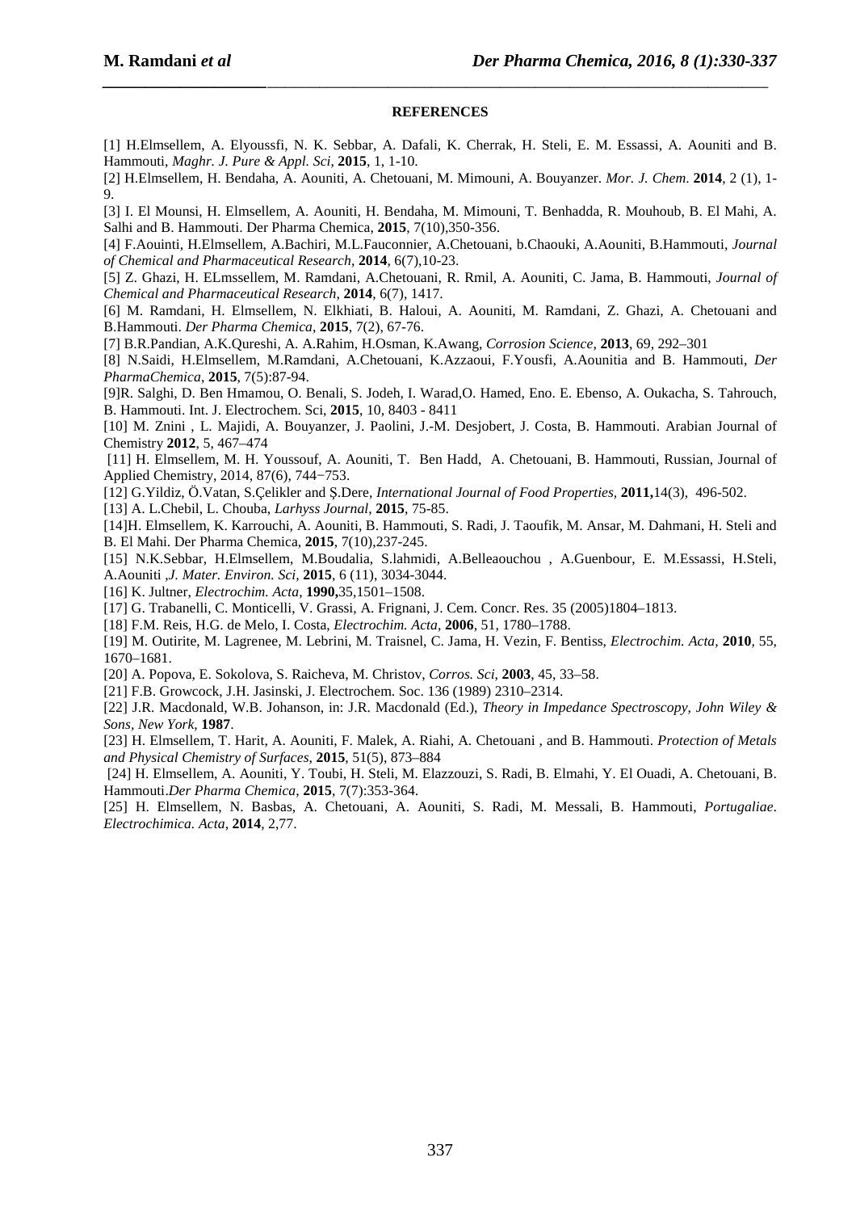**REFERENCES**

[1] H.Elmsellem, A. Elyoussfi, N. K. Sebbar, A. Dafali, K. Cherrak, H. Steli, E. M. Essassi, A. Aouniti and B. Hammouti, *Maghr. J. Pure & Appl. Sci*, **2015**, 1, 1-10.

[2] H.Elmsellem, H. Bendaha, A. Aouniti, A. Chetouani, M. Mimouni, A. Bouyanzer. *Mor. J. Chem.* **2014**, 2 (1), 1-9.

[3] I. El Mounsi, H. Elmsellem, A. Aouniti, H. Bendaha, M. Mimouni, T. Benhadda, R. Mouhoub, B. El Mahi, A. Salhi and B. Hammouti. Der Pharma Chemica, **2015**, 7(10),350-356.

[4] F.Aouinti, H.Elmsellem, A.Bachiri, M.L.Fauconnier, A.Chetouani, b.Chaouki, A.Aouniti, B.Hammouti, *Journal of Chemical and Pharmaceutical Research*, **2014**, 6(7),10-23.

[5] Z. Ghazi, H. ELmssellem, M. Ramdani, A.Chetouani, R. Rmil, A. Aouniti, C. Jama, B. Hammouti, *Journal of Chemical and Pharmaceutical Research*, **2014**, 6(7), 1417.

[6] M. Ramdani, H. Elmsellem, N. Elkhiati, B. Haloui, A. Aouniti, M. Ramdani, Z. Ghazi, A. Chetouani and B.Hammouti. *Der Pharma Chemica*, **2015**, 7(2), 67-76.

[7] B.R.Pandian, A.K.Qureshi, A. A.Rahim, H.Osman, K.Awang, *Corrosion Science*, **2013**, 69, 292–301

[8] N.Saidi, H.Elmsellem, M.Ramdani, A.Chetouani, K.Azzaoui, F.Yousfi, A.Aounitia and B. Hammouti, *Der PharmaChemica*, **2015**, 7(5):87-94.

[9]R. Salghi, D. Ben Hmamou, O. Benali, S. Jodeh, I. Warad,O. Hamed, Eno. E. Ebenso, A. Oukacha, S. Tahrouch, B. Hammouti. Int. J. Electrochem. Sci, **2015**, 10, 8403 - 8411

[10] M. Znini , L. Majidi, A. Bouyanzer, J. Paolini, J.-M. Desjobert, J. Costa, B. Hammouti. Arabian Journal of Chemistry **2012**, 5, 467–474

[11] H. Elmsellem, M. H. Youssouf, A. Aouniti, T. Ben Hadd, A. Chetouani, B. Hammouti, Russian, Journal of Applied Chemistry, 2014, 87(6), 744−753.

[12] G.Yildiz, Ö.Vatan, S.Çelikler and Ş.Dere, *International Journal of Food Properties*, **2011,**14(3), 496-502.

[13] A. L.Chebil, L. Chouba, *Larhyss Journal*, **2015**, 75-85.

[14]H. Elmsellem, K. Karrouchi, A. Aouniti, B. Hammouti, S. Radi, J. Taoufik, M. Ansar, M. Dahmani, H. Steli and B. El Mahi. Der Pharma Chemica, **2015**, 7(10),237-245.

[15] N.K.Sebbar, H.Elmsellem, M.Boudalia, S.lahmidi, A.Belleaouchou , A.Guenbour, E. M.Essassi, H.Steli, A.Aouniti ,*J. Mater. Environ. Sci*, **2015**, 6 (11), 3034-3044.

[16] K. Jultner, *Electrochim. Acta*, **1990,**35,1501–1508.

[17] G. Trabanelli, C. Monticelli, V. Grassi, A. Frignani, J. Cem. Concr. Res. 35 (2005)1804–1813.

[18] F.M. Reis, H.G. de Melo, I. Costa, *Electrochim. Acta*, **2006**, 51, 1780–1788.

[19] M. Outirite, M. Lagrenee, M. Lebrini, M. Traisnel, C. Jama, H. Vezin, F. Bentiss, *Electrochim. Acta,* **2010**, 55, 1670–1681.

[20] A. Popova, E. Sokolova, S. Raicheva, M. Christov, *Corros. Sci*, **2003**, 45, 33–58.

[21] F.B. Growcock, J.H. Jasinski, J. Electrochem. Soc. 136 (1989) 2310–2314.

[22] J.R. Macdonald, W.B. Johanson, in: J.R. Macdonald (Ed.), *Theory in Impedance Spectroscopy, John Wiley & Sons, New York*, **1987**.

[23] H. Elmsellem, T. Harit, A. Aouniti, F. Malek, A. Riahi, A. Chetouani , and B. Hammouti. *Protection of Metals and Physical Chemistry of Surfaces*, **2015**, 51(5), 873–884

[24] H. Elmsellem, A. Aouniti, Y. Toubi, H. Steli, M. Elazzouzi, S. Radi, B. Elmahi, Y. El Ouadi, A. Chetouani, B. Hammouti.*Der Pharma Chemica*, **2015**, 7(7):353-364.

[25] H. Elmsellem, N. Basbas, A. Chetouani, A. Aouniti, S. Radi, M. Messali, B. Hammouti, *Portugaliae. Electrochimica. Acta*, **2014**, 2,77.